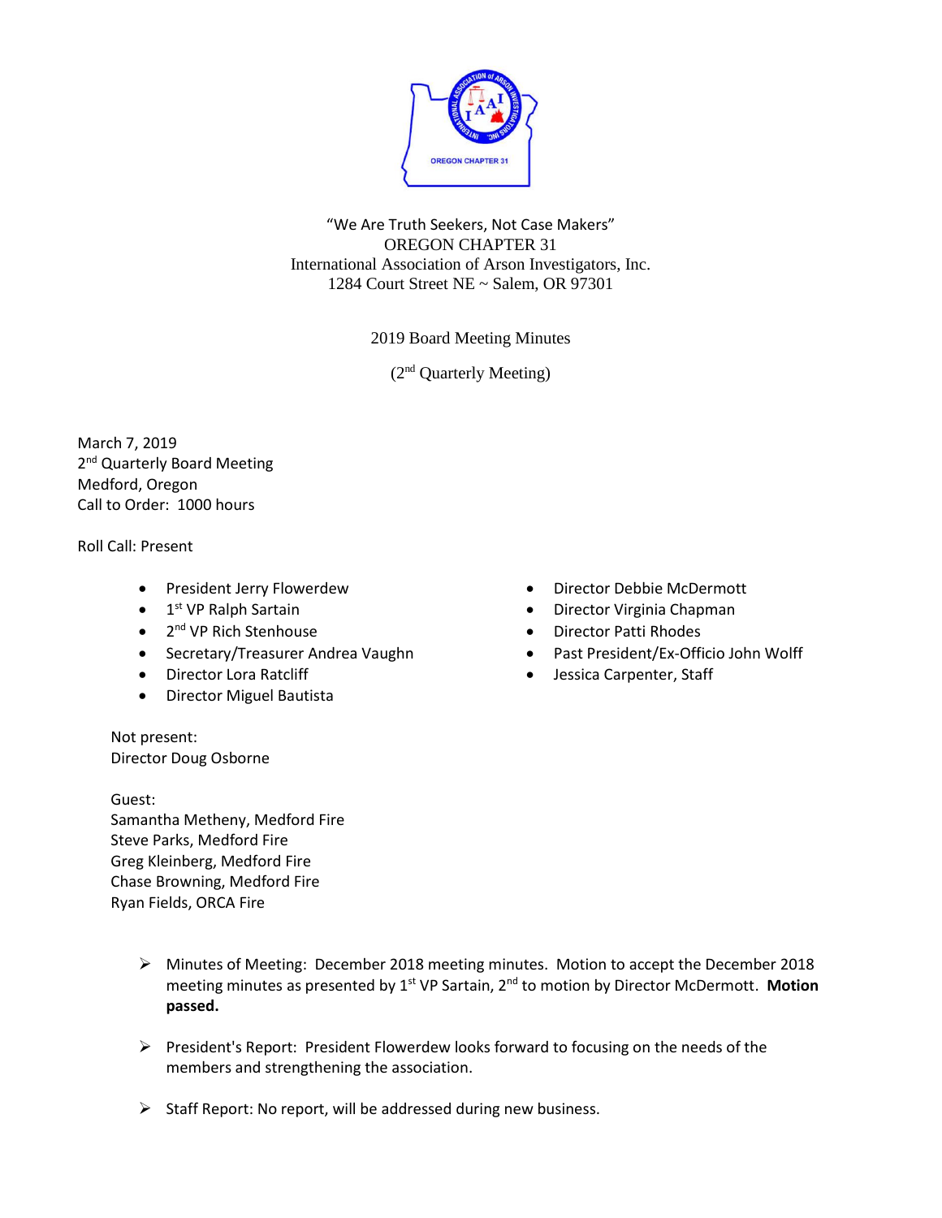"We Are Truth Seekers, Not Case Makers"
OREGON CHAPTER 31
International Association of Arson Investigators, Inc.
1284 Court Street NE ~ Salem, OR 97301

2019 Board Meeting Minutes

(2nd Quarterly Meeting)

March 7, 2019
2nd Quarterly Board Meeting
Medford, Oregon
Call to Order: 1000 hours

Roll Call: Present

- President Jerry Flowerdew
- 1st VP Ralph Sartain
- 2nd VP Rich Stenhouse
- Secretary/Treasurer Andrea Vaughn
- Director Lora Ratcliff
- Director Miguel Bautista
- Director Debbie McDermott
- Director Virginia Chapman
- Director Patti Rhodes
- Past President/Ex-Officio John Wolff
- Jessica Carpenter, Staff

Not present:
Director Doug Osborne

Guest:
Samantha Metheny, Medford Fire
Steve Parks, Medford Fire
Greg Kleinberg, Medford Fire
Chase Browning, Medford Fire
Ryan Fields, ORCA Fire

- Minutes of Meeting: December 2018 meeting minutes. Motion to accept the December 2018 meeting minutes as presented by 1st VP Sartain, 2nd to motion by Director McDermott. **Motion passed.**

- President's Report: President Flowerdew looks forward to focusing on the needs of the members and strengthening the association.

- Staff Report: No report, will be addressed during new business.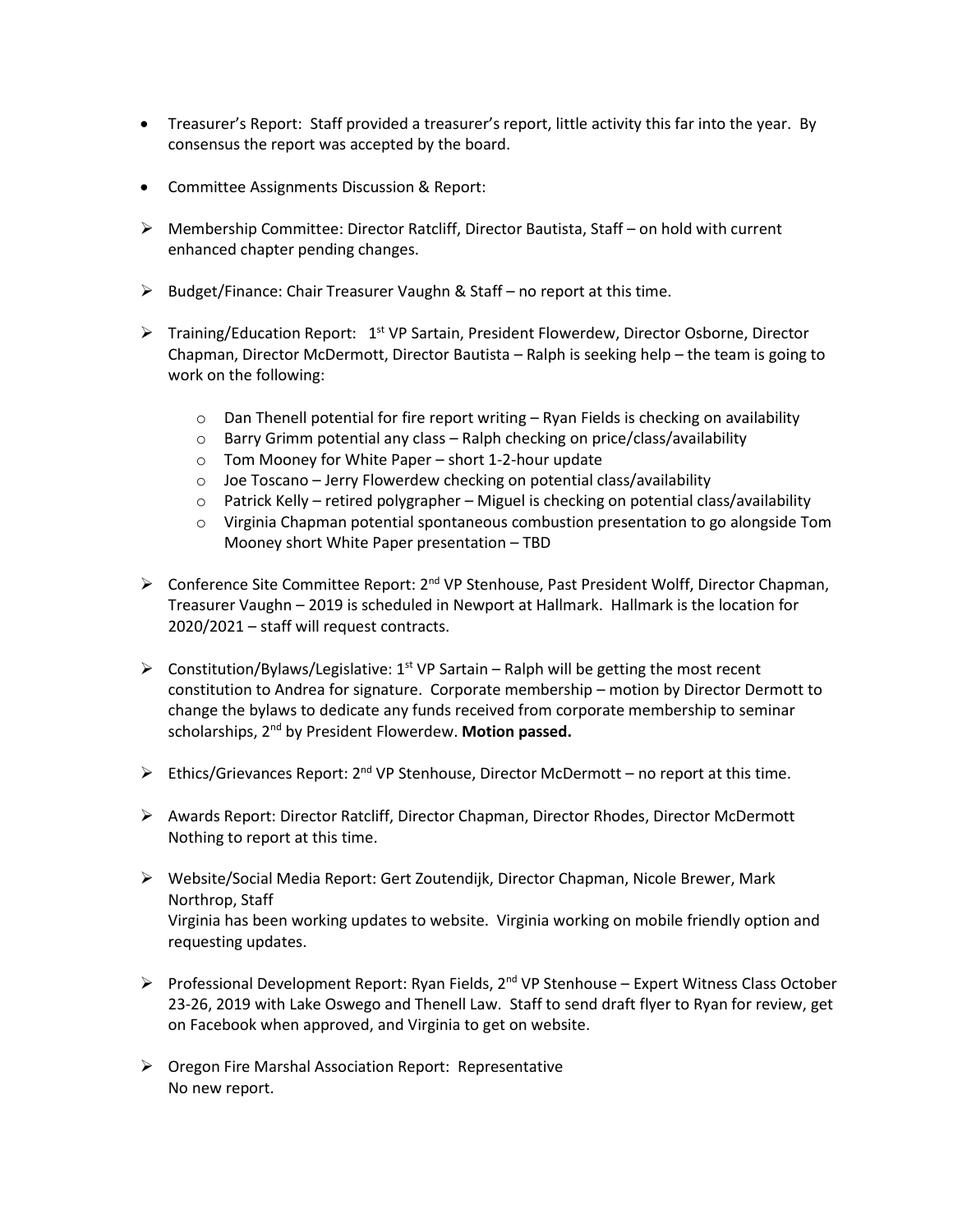- Treasurer's Report: Staff provided a treasurer's report, little activity this far into the year. By consensus the report was accepted by the board.

- Committee Assignments Discussion & Report:

- Membership Committee: Director Ratcliff, Director Bautista, Staff – on hold with current enhanced chapter pending changes.

- Budget/Finance: Chair Treasurer Vaughn & Staff – no report at this time.

- Training/Education Report: 1st VP Sartain, President Flowerdew, Director Osborne, Director Chapman, Director McDermott, Director Bautista – Ralph is seeking help – the team is going to work on the following:

  - Dan Thenell potential for fire report writing – Ryan Fields is checking on availability
  - Barry Grimm potential any class – Ralph checking on price/class/availability
  - Tom Mooney for White Paper – short 1-2-hour update
  - Joe Toscano – Jerry Flowerdew checking on potential class/availability
  - Patrick Kelly – retired polygrapher – Miguel is checking on potential class/availability
  - Virginia Chapman potential spontaneous combustion presentation to go alongside Tom Mooney short White Paper presentation – TBD

- Conference Site Committee Report: 2nd VP Stenhouse, Past President Wolff, Director Chapman, Treasurer Vaughn – 2019 is scheduled in Newport at Hallmark. Hallmark is the location for 2020/2021 – staff will request contracts.

- Constitution/Bylaws/Legislative: 1st VP Sartain – Ralph will be getting the most recent constitution to Andrea for signature. Corporate membership – motion by Director Dermott to change the bylaws to dedicate any funds received from corporate membership to seminar scholarships, 2nd by President Flowerdew. **Motion passed.**

- Ethics/Grievances Report: 2nd VP Stenhouse, Director McDermott – no report at this time.

- Awards Report: Director Ratcliff, Director Chapman, Director Rhodes, Director McDermott Nothing to report at this time.

- Website/Social Media Report: Gert Zoutendijk, Director Chapman, Nicole Brewer, Mark Northrop, Staff
  Virginia has been working updates to website. Virginia working on mobile friendly option and requesting updates.

- Professional Development Report: Ryan Fields, 2nd VP Stenhouse – Expert Witness Class October 23-26, 2019 with Lake Oswego and Thenell Law. Staff to send draft flyer to Ryan for review, get on Facebook when approved, and Virginia to get on website.

- Oregon Fire Marshal Association Report: Representative
  No new report.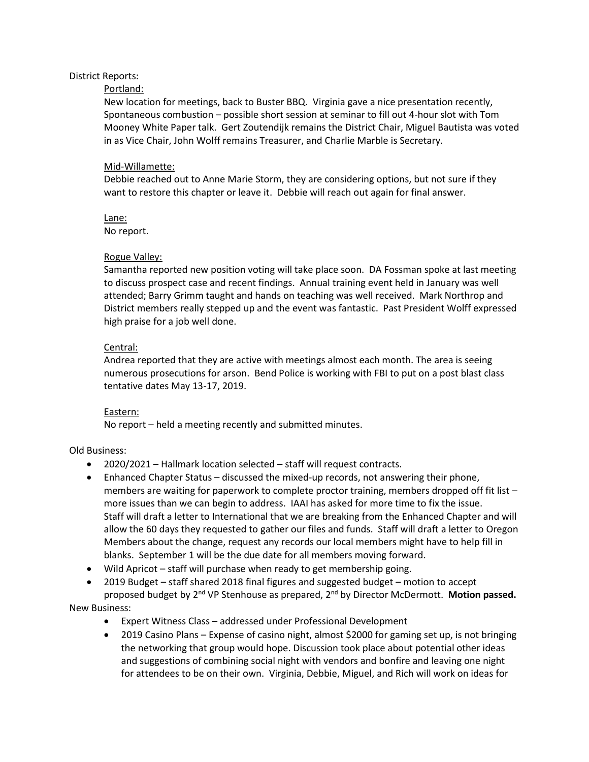District Reports:

Portland:

New location for meetings, back to Buster BBQ. Virginia gave a nice presentation recently, Spontaneous combustion – possible short session at seminar to fill out 4-hour slot with Tom Mooney White Paper talk. Gert Zoutendijk remains the District Chair, Miguel Bautista was voted in as Vice Chair, John Wolff remains Treasurer, and Charlie Marble is Secretary.

Mid-Willamette:

Debbie reached out to Anne Marie Storm, they are considering options, but not sure if they want to restore this chapter or leave it. Debbie will reach out again for final answer.

Lane:

No report.

Rogue Valley:

Samantha reported new position voting will take place soon. DA Fossman spoke at last meeting to discuss prospect case and recent findings. Annual training event held in January was well attended; Barry Grimm taught and hands on teaching was well received. Mark Northrop and District members really stepped up and the event was fantastic. Past President Wolff expressed high praise for a job well done.

Central:

Andrea reported that they are active with meetings almost each month. The area is seeing numerous prosecutions for arson. Bend Police is working with FBI to put on a post blast class tentative dates May 13-17, 2019.

Eastern:

No report – held a meeting recently and submitted minutes.

Old Business:

- 2020/2021 – Hallmark location selected – staff will request contracts.
- Enhanced Chapter Status – discussed the mixed-up records, not answering their phone, members are waiting for paperwork to complete proctor training, members dropped off fit list – more issues than we can begin to address. IAAI has asked for more time to fix the issue. Staff will draft a letter to International that we are breaking from the Enhanced Chapter and will allow the 60 days they requested to gather our files and funds. Staff will draft a letter to Oregon Members about the change, request any records our local members might have to help fill in blanks. September 1 will be the due date for all members moving forward.
- Wild Apricot – staff will purchase when ready to get membership going.
- 2019 Budget – staff shared 2018 final figures and suggested budget – motion to accept proposed budget by 2nd VP Stenhouse as prepared, 2nd by Director McDermott. **Motion passed.**

New Business:

- Expert Witness Class – addressed under Professional Development
- 2019 Casino Plans – Expense of casino night, almost $2000 for gaming set up, is not bringing the networking that group would hope. Discussion took place about potential other ideas and suggestions of combining social night with vendors and bonfire and leaving one night for attendees to be on their own. Virginia, Debbie, Miguel, and Rich will work on ideas for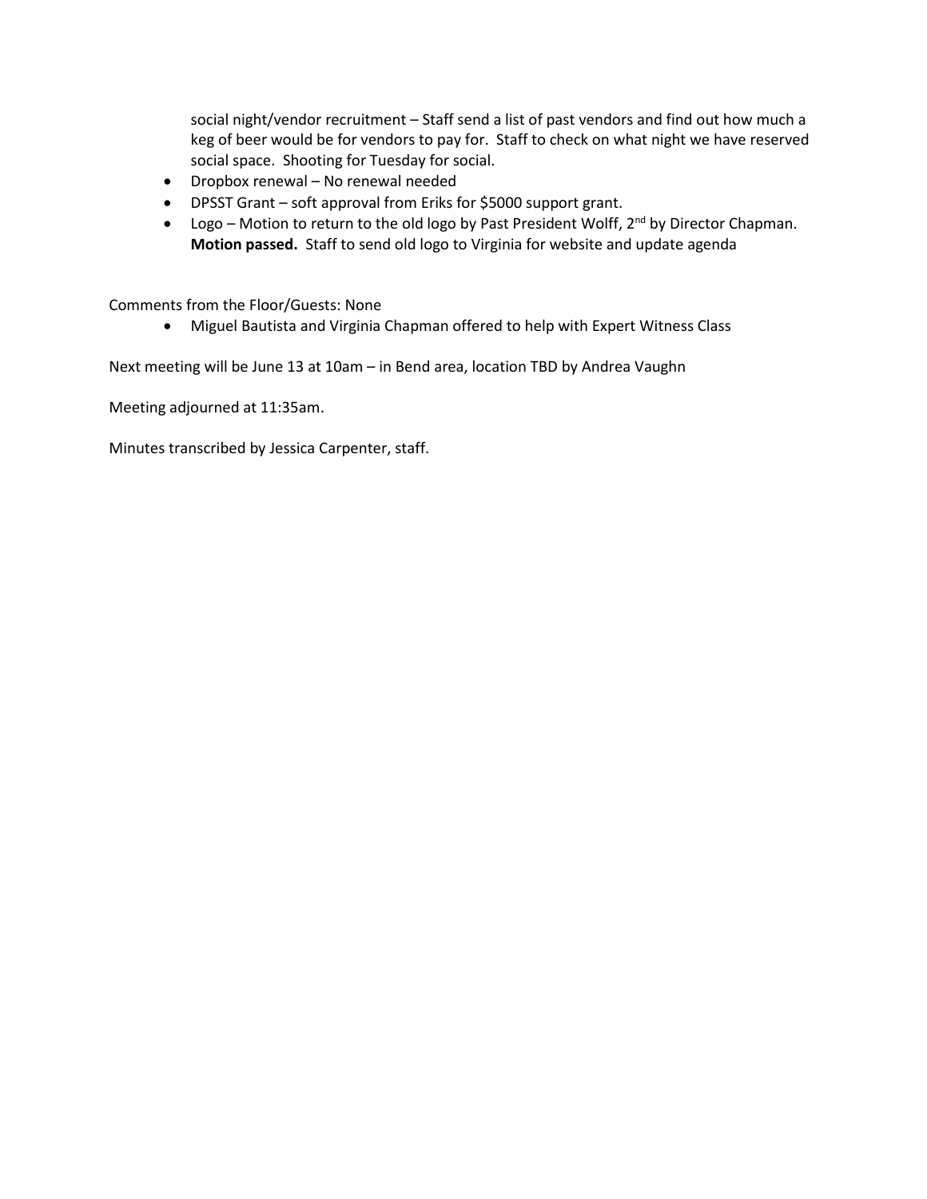social night/vendor recruitment – Staff send a list of past vendors and find out how much a keg of beer would be for vendors to pay for. Staff to check on what night we have reserved social space. Shooting for Tuesday for social.

- Dropbox renewal – No renewal needed
- DPSST Grant – soft approval from Eriks for $5000 support grant.
- Logo – Motion to return to the old logo by Past President Wolff, 2nd by Director Chapman. **Motion passed.** Staff to send old logo to Virginia for website and update agenda

Comments from the Floor/Guests: None

- Miguel Bautista and Virginia Chapman offered to help with Expert Witness Class

Next meeting will be June 13 at 10am – in Bend area, location TBD by Andrea Vaughn

Meeting adjourned at 11:35am.

Minutes transcribed by Jessica Carpenter, staff.